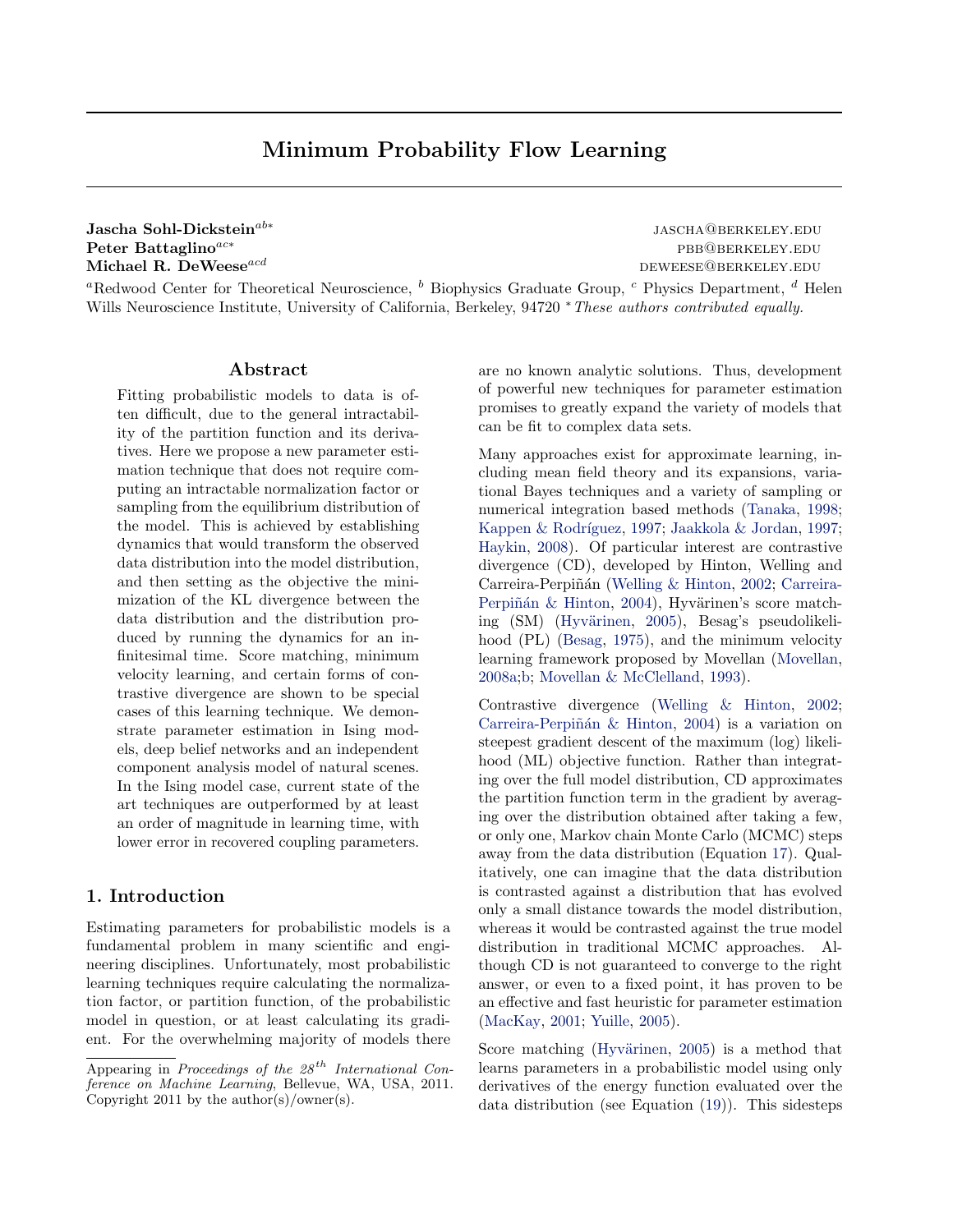# Minimum Probability Flow Learning

**Jascha Sohl-Dickstein**[ab*] JASCHA@BERKELEY.EDU
**Peter Battaglino**[ac*] PBB@BERKELEY.EDU
**Michael R. DeWeese**[acd] DEWEESE@BERKELEY.EDU

[a]Redwood Center for Theoretical Neuroscience, [b] Biophysics Graduate Group, [c] Physics Department, [d] Helen Wills Neuroscience Institute, University of California, Berkeley, 94720 [*] *These authors contributed equally.*

## Abstract

Fitting probabilistic models to data is often difficult, due to the general intractability of the partition function and its derivatives. Here we propose a new parameter estimation technique that does not require computing an intractable normalization factor or sampling from the equilibrium distribution of the model. This is achieved by establishing dynamics that would transform the observed data distribution into the model distribution, and then setting as the objective the minimization of the KL divergence between the data distribution and the distribution produced by running the dynamics for an infinitesimal time. Score matching, minimum velocity learning, and certain forms of contrastive divergence are shown to be special cases of this learning technique. We demonstrate parameter estimation in Ising models, deep belief networks and an independent component analysis model of natural scenes. In the Ising model case, current state of the art techniques are outperformed by at least an order of magnitude in learning time, with lower error in recovered coupling parameters.

## 1. Introduction

Estimating parameters for probabilistic models is a fundamental problem in many scientific and engineering disciplines. Unfortunately, most probabilistic learning techniques require calculating the normalization factor, or partition function, of the probabilistic model in question, or at least calculating its gradient. For the overwhelming majority of models there are no known analytic solutions. Thus, development of powerful new techniques for parameter estimation promises to greatly expand the variety of models that can be fit to complex data sets.

Many approaches exist for approximate learning, including mean field theory and its expansions, variational Bayes techniques and a variety of sampling or numerical integration based methods (Tanaka, 1998; Kappen & Rodríguez, 1997; Jaakkola & Jordan, 1997; Haykin, 2008). Of particular interest are contrastive divergence (CD), developed by Hinton, Welling and Carreira-Perpiñán (Welling & Hinton, 2002; Carreira-Perpiñán & Hinton, 2004), Hyvärinen's score matching (SM) (Hyvärinen, 2005), Besag's pseudolikelihood (PL) (Besag, 1975), and the minimum velocity learning framework proposed by Movellan (Movellan, 2008a;b; Movellan & McClelland, 1993).

Contrastive divergence (Welling & Hinton, 2002; Carreira-Perpiñán & Hinton, 2004) is a variation on steepest gradient descent of the maximum (log) likelihood (ML) objective function. Rather than integrating over the full model distribution, CD approximates the partition function term in the gradient by averaging over the distribution obtained after taking a few, or only one, Markov chain Monte Carlo (MCMC) steps away from the data distribution (Equation 17). Qualitatively, one can imagine that the data distribution is contrasted against a distribution that has evolved only a small distance towards the model distribution, whereas it would be contrasted against the true model distribution in traditional MCMC approaches. Although CD is not guaranteed to converge to the right answer, or even to a fixed point, it has proven to be an effective and fast heuristic for parameter estimation (MacKay, 2001; Yuille, 2005).

Score matching (Hyvärinen, 2005) is a method that learns parameters in a probabilistic model using only derivatives of the energy function evaluated over the data distribution (see Equation (19)). This sidesteps

Appearing in *Proceedings of the 28th International Conference on Machine Learning*, Bellevue, WA, USA, 2011. Copyright 2011 by the author(s)/owner(s).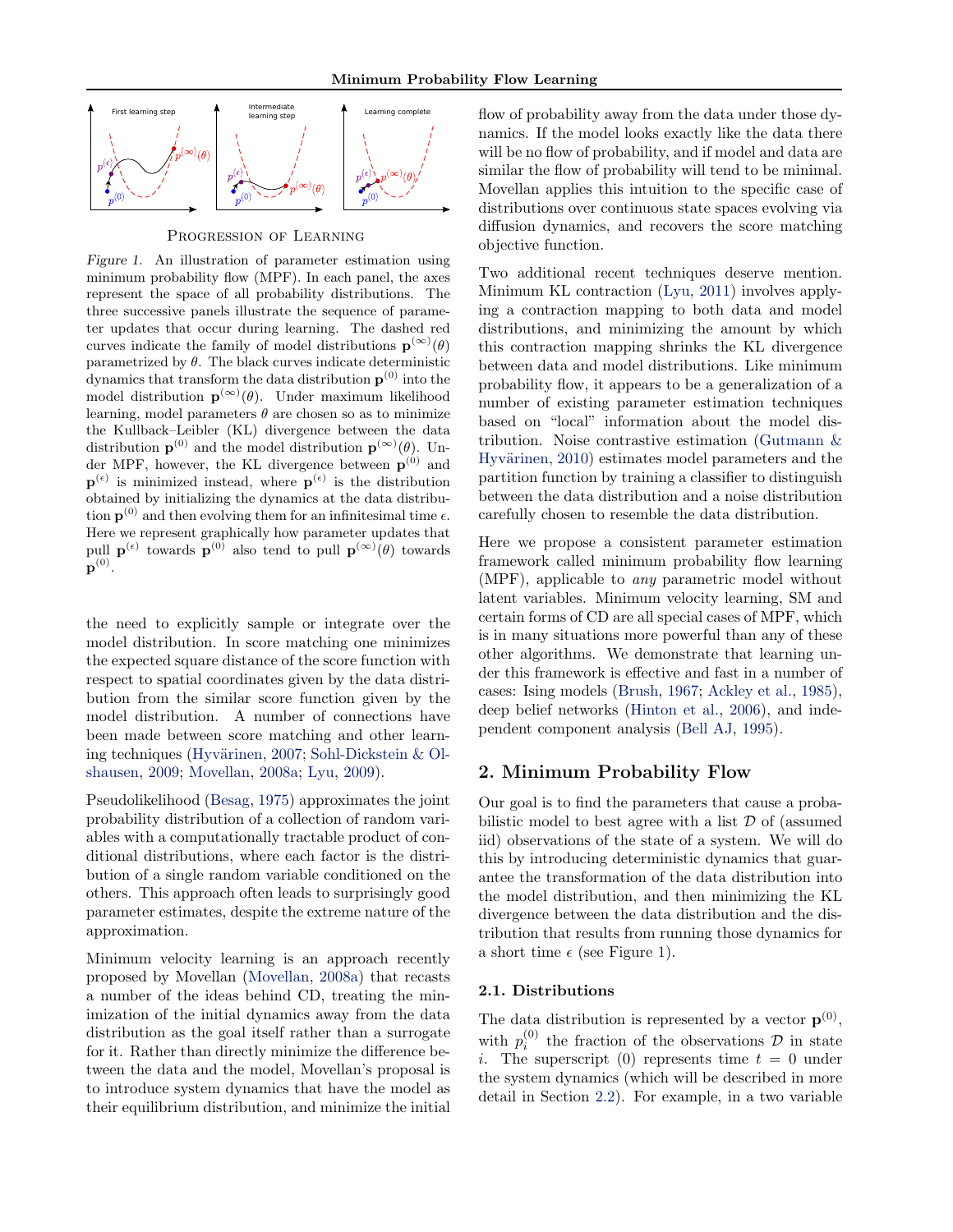Progression of Learning

*Figure 1.* An illustration of parameter estimation using minimum probability flow (MPF). In each panel, the axes represent the space of all probability distributions. The three successive panels illustrate the sequence of parameter updates that occur during learning. The dashed red curves indicate the family of model distributions $\mathbf{p}^{(\infty)}(\theta)$ parametrized by $\theta$. The black curves indicate deterministic dynamics that transform the data distribution $\mathbf{p}^{(0)}$ into the model distribution $\mathbf{p}^{(\infty)}(\theta)$. Under maximum likelihood learning, model parameters $\theta$ are chosen so as to minimize the Kullback–Leibler (KL) divergence between the data distribution $\mathbf{p}^{(0)}$ and the model distribution $\mathbf{p}^{(\infty)}(\theta)$. Under MPF, however, the KL divergence between $\mathbf{p}^{(0)}$ and $\mathbf{p}^{(\epsilon)}$ is minimized instead, where $\mathbf{p}^{(\epsilon)}$ is the distribution obtained by initializing the dynamics at the data distribution $\mathbf{p}^{(0)}$ and then evolving them for an infinitesimal time $\epsilon$. Here we represent graphically how parameter updates that pull $\mathbf{p}^{(\epsilon)}$ towards $\mathbf{p}^{(0)}$ also tend to pull $\mathbf{p}^{(\infty)}(\theta)$ towards $\mathbf{p}^{(0)}$.

the need to explicitly sample or integrate over the model distribution. In score matching one minimizes the expected square distance of the score function with respect to spatial coordinates given by the data distribution from the similar score function given by the model distribution. A number of connections have been made between score matching and other learning techniques (Hyvärinen, 2007; Sohl-Dickstein & Olshausen, 2009; Movellan, 2008a; Lyu, 2009).

Pseudolikelihood (Besag, 1975) approximates the joint probability distribution of a collection of random variables with a computationally tractable product of conditional distributions, where each factor is the distribution of a single random variable conditioned on the others. This approach often leads to surprisingly good parameter estimates, despite the extreme nature of the approximation.

Minimum velocity learning is an approach recently proposed by Movellan (Movellan, 2008a) that recasts a number of the ideas behind CD, treating the minimization of the initial dynamics away from the data distribution as the goal itself rather than a surrogate for it. Rather than directly minimize the difference between the data and the model, Movellan's proposal is to introduce system dynamics that have the model as their equilibrium distribution, and minimize the initial flow of probability away from the data under those dynamics. If the model looks exactly like the data there will be no flow of probability, and if model and data are similar the flow of probability will tend to be minimal. Movellan applies this intuition to the specific case of distributions over continuous state spaces evolving via diffusion dynamics, and recovers the score matching objective function.

Two additional recent techniques deserve mention. Minimum KL contraction (Lyu, 2011) involves applying a contraction mapping to both data and model distributions, and minimizing the amount by which this contraction mapping shrinks the KL divergence between data and model distributions. Like minimum probability flow, it appears to be a generalization of a number of existing parameter estimation techniques based on "local" information about the model distribution. Noise contrastive estimation (Gutmann & Hyvärinen, 2010) estimates model parameters and the partition function by training a classifier to distinguish between the data distribution and a noise distribution carefully chosen to resemble the data distribution.

Here we propose a consistent parameter estimation framework called minimum probability flow learning (MPF), applicable to *any* parametric model without latent variables. Minimum velocity learning, SM and certain forms of CD are all special cases of MPF, which is in many situations more powerful than any of these other algorithms. We demonstrate that learning under this framework is effective and fast in a number of cases: Ising models (Brush, 1967; Ackley et al., 1985), deep belief networks (Hinton et al., 2006), and independent component analysis (Bell AJ, 1995).

## 2. Minimum Probability Flow

Our goal is to find the parameters that cause a probabilistic model to best agree with a list $\mathcal{D}$ of (assumed iid) observations of the state of a system. We will do this by introducing deterministic dynamics that guarantee the transformation of the data distribution into the model distribution, and then minimizing the KL divergence between the data distribution and the distribution that results from running those dynamics for a short time $\epsilon$ (see Figure 1).

### 2.1. Distributions

The data distribution is represented by a vector $\mathbf{p}^{(0)}$, with $p_i^{(0)}$ the fraction of the observations $\mathcal{D}$ in state $i$. The superscript (0) represents time $t = 0$ under the system dynamics (which will be described in more detail in Section 2.2). For example, in a two variable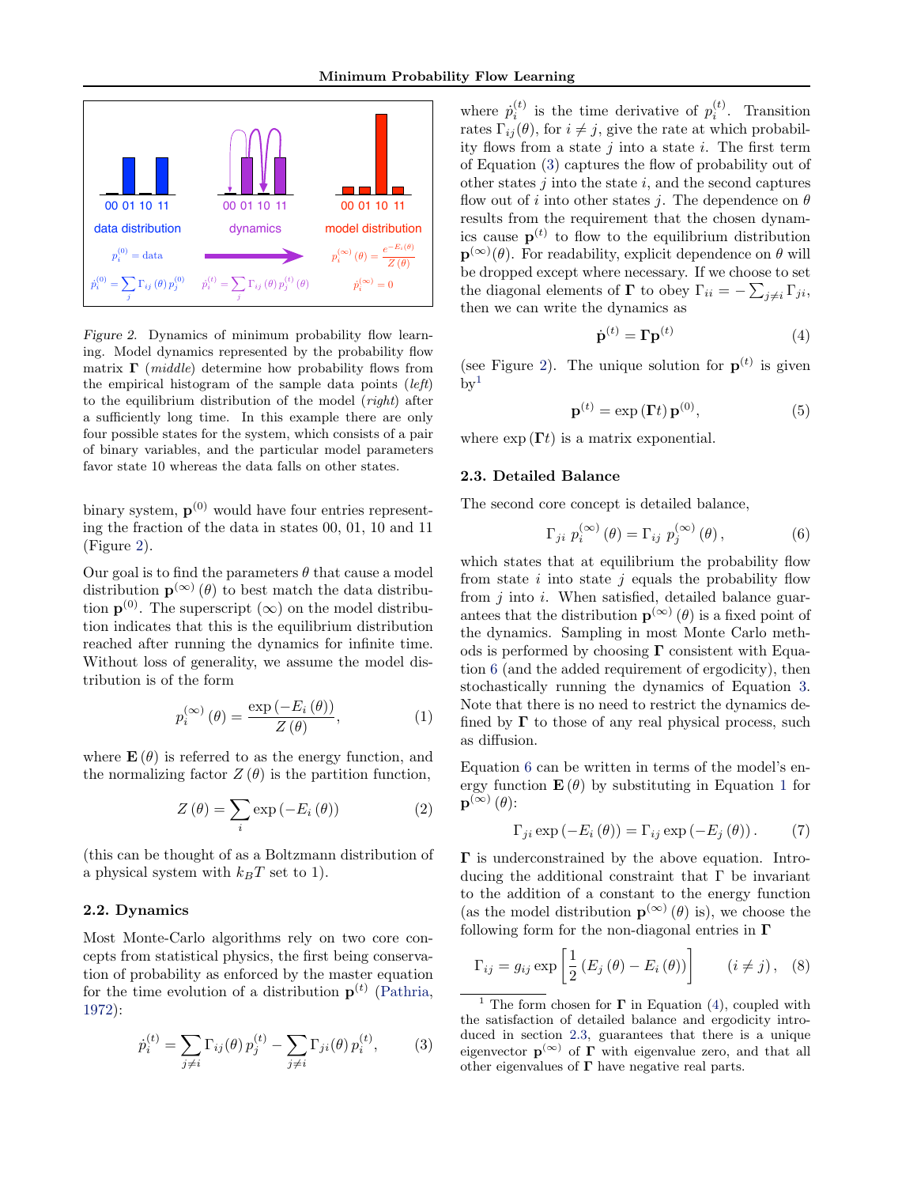Figure 2. Dynamics of minimum probability flow learning. Model dynamics represented by the probability flow matrix $\mathbf{\Gamma}$ (*middle*) determine how probability flows from the empirical histogram of the sample data points (*left*) to the equilibrium distribution of the model (*right*) after a sufficiently long time. In this example there are only four possible states for the system, which consists of a pair of binary variables, and the particular model parameters favor state 10 whereas the data falls on other states.

binary system, $\mathbf{p}^{(0)}$ would have four entries representing the fraction of the data in states 00, 01, 10 and 11 (Figure 2).

Our goal is to find the parameters $\theta$ that cause a model distribution $\mathbf{p}^{(\infty)}(\theta)$ to best match the data distribution $\mathbf{p}^{(0)}$. The superscript $(\infty)$ on the model distribution indicates that this is the equilibrium distribution reached after running the dynamics for infinite time. Without loss of generality, we assume the model distribution is of the form

$$p_i^{(\infty)}(\theta) = \frac{\exp(-E_i(\theta))}{Z(\theta)}, \tag{1}$$

where $\mathbf{E}(\theta)$ is referred to as the energy function, and the normalizing factor $Z(\theta)$ is the partition function,

$$Z(\theta) = \sum_i \exp(-E_i(\theta)) \tag{2}$$

(this can be thought of as a Boltzmann distribution of a physical system with $k_B T$ set to 1).

### 2.2. Dynamics

Most Monte-Carlo algorithms rely on two core concepts from statistical physics, the first being conservation of probability as enforced by the master equation for the time evolution of a distribution $\mathbf{p}^{(t)}$ (Pathria, 1972):

$$\dot{p}_i^{(t)} = \sum_{j \neq i} \Gamma_{ij}(\theta)\, p_j^{(t)} - \sum_{j \neq i} \Gamma_{ji}(\theta)\, p_i^{(t)}, \tag{3}$$

where $\dot{p}_i^{(t)}$ is the time derivative of $p_i^{(t)}$. Transition rates $\Gamma_{ij}(\theta)$, for $i \neq j$, give the rate at which probability flows from a state $j$ into a state $i$. The first term of Equation (3) captures the flow of probability out of other states $j$ into the state $i$, and the second captures flow out of $i$ into other states $j$. The dependence on $\theta$ results from the requirement that the chosen dynamics cause $\mathbf{p}^{(t)}$ to flow to the equilibrium distribution $\mathbf{p}^{(\infty)}(\theta)$. For readability, explicit dependence on $\theta$ will be dropped except where necessary. If we choose to set the diagonal elements of $\mathbf{\Gamma}$ to obey $\Gamma_{ii} = -\sum_{j \neq i} \Gamma_{ji}$, then we can write the dynamics as

$$\dot{\mathbf{p}}^{(t)} = \mathbf{\Gamma} \mathbf{p}^{(t)} \tag{4}$$

(see Figure 2). The unique solution for $\mathbf{p}^{(t)}$ is given by[1]

$$\mathbf{p}^{(t)} = \exp(\mathbf{\Gamma} t)\, \mathbf{p}^{(0)}, \tag{5}$$

where $\exp(\mathbf{\Gamma} t)$ is a matrix exponential.

### 2.3. Detailed Balance

The second core concept is detailed balance,

$$\Gamma_{ji}\, p_i^{(\infty)}(\theta) = \Gamma_{ij}\, p_j^{(\infty)}(\theta), \tag{6}$$

which states that at equilibrium the probability flow from state $i$ into state $j$ equals the probability flow from $j$ into $i$. When satisfied, detailed balance guarantees that the distribution $\mathbf{p}^{(\infty)}(\theta)$ is a fixed point of the dynamics. Sampling in most Monte Carlo methods is performed by choosing $\mathbf{\Gamma}$ consistent with Equation 6 (and the added requirement of ergodicity), then stochastically running the dynamics of Equation 3. Note that there is no need to restrict the dynamics defined by $\mathbf{\Gamma}$ to those of any real physical process, such as diffusion.

Equation 6 can be written in terms of the model's energy function $\mathbf{E}(\theta)$ by substituting in Equation 1 for $\mathbf{p}^{(\infty)}(\theta)$:

$$\Gamma_{ji} \exp(-E_i(\theta)) = \Gamma_{ij} \exp(-E_j(\theta)). \tag{7}$$

$\mathbf{\Gamma}$ is underconstrained by the above equation. Introducing the additional constraint that $\Gamma$ be invariant to the addition of a constant to the energy function (as the model distribution $\mathbf{p}^{(\infty)}(\theta)$ is), we choose the following form for the non-diagonal entries in $\mathbf{\Gamma}$

$$\Gamma_{ij} = g_{ij} \exp\left[\frac{1}{2}\left(E_j(\theta) - E_i(\theta)\right)\right] \qquad (i \neq j), \tag{8}$$

[1] The form chosen for $\mathbf{\Gamma}$ in Equation (4), coupled with the satisfaction of detailed balance and ergodicity introduced in section 2.3, guarantees that there is a unique eigenvector $\mathbf{p}^{(\infty)}$ of $\mathbf{\Gamma}$ with eigenvalue zero, and that all other eigenvalues of $\mathbf{\Gamma}$ have negative real parts.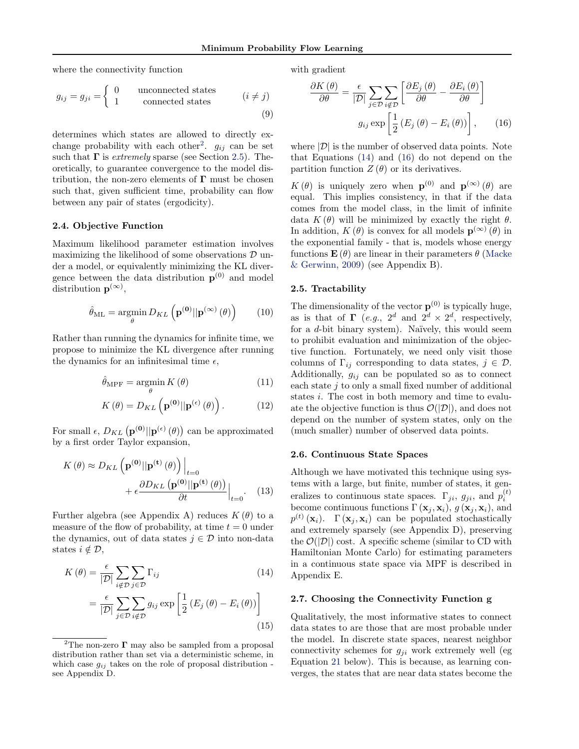where the connectivity function

$$g_{ij} = g_{ji} = \begin{cases} 0 & \text{unconnected states} \\ 1 & \text{connected states} \end{cases} \qquad (i \neq j) \tag{9}$$

determines which states are allowed to directly exchange probability with each other[2]. $g_{ij}$ can be set such that $\mathbf{\Gamma}$ is *extremely* sparse (see Section 2.5). Theoretically, to guarantee convergence to the model distribution, the non-zero elements of $\mathbf{\Gamma}$ must be chosen such that, given sufficient time, probability can flow between any pair of states (ergodicity).

[2]The non-zero $\mathbf{\Gamma}$ may also be sampled from a proposal distribution rather than set via a deterministic scheme, in which case $g_{ij}$ takes on the role of proposal distribution - see Appendix D.

### 2.4. Objective Function

Maximum likelihood parameter estimation involves maximizing the likelihood of some observations $\mathcal{D}$ under a model, or equivalently minimizing the KL divergence between the data distribution $\mathbf{p}^{(0)}$ and model distribution $\mathbf{p}^{(\infty)}$,

$$\hat{\theta}_{\text{ML}} = \underset{\theta}{\operatorname{argmin}}\, D_{KL}\left(\mathbf{p^{(0)}} || \mathbf{p}^{(\infty)}(\theta)\right) \tag{10}$$

Rather than running the dynamics for infinite time, we propose to minimize the KL divergence after running the dynamics for an infinitesimal time $\epsilon$,

$$\hat{\theta}_{\text{MPF}} = \underset{\theta}{\operatorname{argmin}}\, K(\theta) \tag{11}$$

$$K(\theta) = D_{KL}\left(\mathbf{p^{(0)}} || \mathbf{p}^{(\epsilon)}(\theta)\right). \tag{12}$$

For small $\epsilon$, $D_{KL}\left(\mathbf{p^{(0)}} || \mathbf{p}^{(\epsilon)}(\theta)\right)$ can be approximated by a first order Taylor expansion,

$$K(\theta) \approx D_{KL}\left(\mathbf{p^{(0)}} || \mathbf{p^{(t)}}(\theta)\right)\Big|_{t=0} + \epsilon \frac{\partial D_{KL}\left(\mathbf{p^{(0)}} || \mathbf{p^{(t)}}(\theta)\right)}{\partial t}\Big|_{t=0}. \tag{13}$$

Further algebra (see Appendix A) reduces $K(\theta)$ to a measure of the flow of probability, at time $t = 0$ under the dynamics, out of data states $j \in \mathcal{D}$ into non-data states $i \notin \mathcal{D}$,

$$K(\theta) = \frac{\epsilon}{|\mathcal{D}|} \sum_{i \notin \mathcal{D}} \sum_{j \in \mathcal{D}} \Gamma_{ij} \tag{14}$$

$$= \frac{\epsilon}{|\mathcal{D}|} \sum_{j \in \mathcal{D}} \sum_{i \notin \mathcal{D}} g_{ij} \exp\left[\frac{1}{2}\left(E_j(\theta) - E_i(\theta)\right)\right] \tag{15}$$

with gradient

$$\frac{\partial K(\theta)}{\partial \theta} = \frac{\epsilon}{|\mathcal{D}|} \sum_{j \in \mathcal{D}} \sum_{i \notin \mathcal{D}} \left[\frac{\partial E_j(\theta)}{\partial \theta} - \frac{\partial E_i(\theta)}{\partial \theta}\right] g_{ij} \exp\left[\frac{1}{2}\left(E_j(\theta) - E_i(\theta)\right)\right], \tag{16}$$

where $|\mathcal{D}|$ is the number of observed data points. Note that Equations (14) and (16) do not depend on the partition function $Z(\theta)$ or its derivatives.

$K(\theta)$ is uniquely zero when $\mathbf{p}^{(0)}$ and $\mathbf{p}^{(\infty)}(\theta)$ are equal. This implies consistency, in that if the data comes from the model class, in the limit of infinite data $K(\theta)$ will be minimized by exactly the right $\theta$. In addition, $K(\theta)$ is convex for all models $\mathbf{p}^{(\infty)}(\theta)$ in the exponential family - that is, models whose energy functions $\mathbf{E}(\theta)$ are linear in their parameters $\theta$ (Macke & Gerwinn, 2009) (see Appendix B).

### 2.5. Tractability

The dimensionality of the vector $\mathbf{p}^{(0)}$ is typically huge, as is that of $\mathbf{\Gamma}$ (*e.g.*, $2^d$ and $2^d \times 2^d$, respectively, for a $d$-bit binary system). Naïvely, this would seem to prohibit evaluation and minimization of the objective function. Fortunately, we need only visit those columns of $\Gamma_{ij}$ corresponding to data states, $j \in \mathcal{D}$. Additionally, $g_{ij}$ can be populated so as to connect each state $j$ to only a small fixed number of additional states $i$. The cost in both memory and time to evaluate the objective function is thus $\mathcal{O}(|\mathcal{D}|)$, and does not depend on the number of system states, only on the (much smaller) number of observed data points.

### 2.6. Continuous State Spaces

Although we have motivated this technique using systems with a large, but finite, number of states, it generalizes to continuous state spaces. $\Gamma_{ji}$, $g_{ji}$, and $p_i^{(t)}$ become continuous functions $\Gamma(\mathbf{x}_j, \mathbf{x}_i)$, $g(\mathbf{x}_j, \mathbf{x}_i)$, and $p^{(t)}(\mathbf{x}_i)$. $\Gamma(\mathbf{x}_j, \mathbf{x}_i)$ can be populated stochastically and extremely sparsely (see Appendix D), preserving the $\mathcal{O}(|\mathcal{D}|)$ cost. A specific scheme (similar to CD with Hamiltonian Monte Carlo) for estimating parameters in a continuous state space via MPF is described in Appendix E.

### 2.7. Choosing the Connectivity Function g

Qualitatively, the most informative states to connect data states to are those that are most probable under the model. In discrete state spaces, nearest neighbor connectivity schemes for $g_{ji}$ work extremely well (eg Equation 21 below). This is because, as learning converges, the states that are near data states become the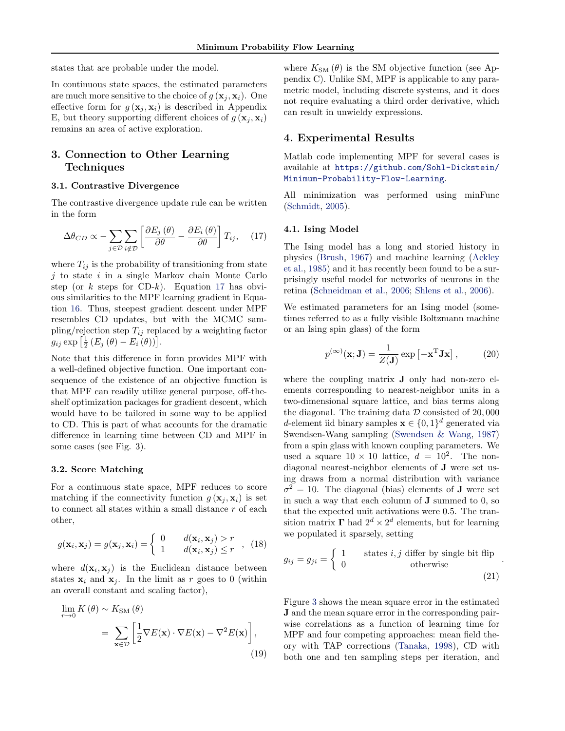states that are probable under the model.

In continuous state spaces, the estimated parameters are much more sensitive to the choice of $g(\mathbf{x}_j, \mathbf{x}_i)$. One effective form for $g(\mathbf{x}_j, \mathbf{x}_i)$ is described in Appendix E, but theory supporting different choices of $g(\mathbf{x}_j, \mathbf{x}_i)$ remains an area of active exploration.

## 3. Connection to Other Learning Techniques

### 3.1. Contrastive Divergence

The contrastive divergence update rule can be written in the form

$$\Delta\theta_{CD} \propto -\sum_{j\in\mathcal{D}}\sum_{i\notin\mathcal{D}}\left[\frac{\partial E_j(\theta)}{\partial\theta} - \frac{\partial E_i(\theta)}{\partial\theta}\right]T_{ij}, \quad (17)$$

where $T_{ij}$ is the probability of transitioning from state $j$ to state $i$ in a single Markov chain Monte Carlo step (or $k$ steps for CD-$k$). Equation 17 has obvious similarities to the MPF learning gradient in Equation 16. Thus, steepest gradient descent under MPF resembles CD updates, but with the MCMC sampling/rejection step $T_{ij}$ replaced by a weighting factor $g_{ij}\exp\left[\frac{1}{2}\left(E_j(\theta) - E_i(\theta)\right)\right]$.

Note that this difference in form provides MPF with a well-defined objective function. One important consequence of the existence of an objective function is that MPF can readily utilize general purpose, off-the-shelf optimization packages for gradient descent, which would have to be tailored in some way to be applied to CD. This is part of what accounts for the dramatic difference in learning time between CD and MPF in some cases (see Fig. 3).

### 3.2. Score Matching

For a continuous state space, MPF reduces to score matching if the connectivity function $g(\mathbf{x}_j, \mathbf{x}_i)$ is set to connect all states within a small distance $r$ of each other,

$$g(\mathbf{x}_i, \mathbf{x}_j) = g(\mathbf{x}_j, \mathbf{x}_i) = \begin{cases} 0 & d(\mathbf{x}_i, \mathbf{x}_j) > r \\ 1 & d(\mathbf{x}_i, \mathbf{x}_j) \leq r \end{cases}, \quad (18)$$

where $d(\mathbf{x}_i, \mathbf{x}_j)$ is the Euclidean distance between states $\mathbf{x}_i$ and $\mathbf{x}_j$. In the limit as $r$ goes to 0 (within an overall constant and scaling factor),

$$\lim_{r\to 0} K(\theta) \sim K_{\text{SM}}(\theta) = \sum_{\mathbf{x}\in\mathcal{D}}\left[\frac{1}{2}\nabla E(\mathbf{x})\cdot\nabla E(\mathbf{x}) - \nabla^2 E(\mathbf{x})\right], \quad (19)$$

where $K_{\text{SM}}(\theta)$ is the SM objective function (see Appendix C). Unlike SM, MPF is applicable to any parametric model, including discrete systems, and it does not require evaluating a third order derivative, which can result in unwieldy expressions.

## 4. Experimental Results

Matlab code implementing MPF for several cases is available at https://github.com/Sohl-Dickstein/Minimum-Probability-Flow-Learning.

All minimization was performed using minFunc (Schmidt, 2005).

### 4.1. Ising Model

The Ising model has a long and storied history in physics (Brush, 1967) and machine learning (Ackley et al., 1985) and it has recently been found to be a surprisingly useful model for networks of neurons in the retina (Schneidman et al., 2006; Shlens et al., 2006).

We estimated parameters for an Ising model (sometimes referred to as a fully visible Boltzmann machine or an Ising spin glass) of the form

$$p^{(\infty)}(\mathbf{x}; \mathbf{J}) = \frac{1}{Z(\mathbf{J})}\exp\left[-\mathbf{x}^{\mathrm{T}}\mathbf{J}\mathbf{x}\right], \quad (20)$$

where the coupling matrix $\mathbf{J}$ only had non-zero elements corresponding to nearest-neighbor units in a two-dimensional square lattice, and bias terms along the diagonal. The training data $\mathcal{D}$ consisted of 20,000 $d$-element iid binary samples $\mathbf{x} \in \{0,1\}^d$ generated via Swendsen-Wang sampling (Swendsen & Wang, 1987) from a spin glass with known coupling parameters. We used a square $10\times 10$ lattice, $d = 10^2$. The non-diagonal nearest-neighbor elements of $\mathbf{J}$ were set using draws from a normal distribution with variance $\sigma^2 = 10$. The diagonal (bias) elements of $\mathbf{J}$ were set in such a way that each column of $\mathbf{J}$ summed to 0, so that the expected unit activations were 0.5. The transition matrix $\mathbf{\Gamma}$ had $2^d \times 2^d$ elements, but for learning we populated it sparsely, setting

$$g_{ij} = g_{ji} = \begin{cases} 1 & \text{states } i, j \text{ differ by single bit flip} \\ 0 & \text{otherwise} \end{cases}. \quad (21)$$

Figure 3 shows the mean square error in the estimated $\mathbf{J}$ and the mean square error in the corresponding pairwise correlations as a function of learning time for MPF and four competing approaches: mean field theory with TAP corrections (Tanaka, 1998), CD with both one and ten sampling steps per iteration, and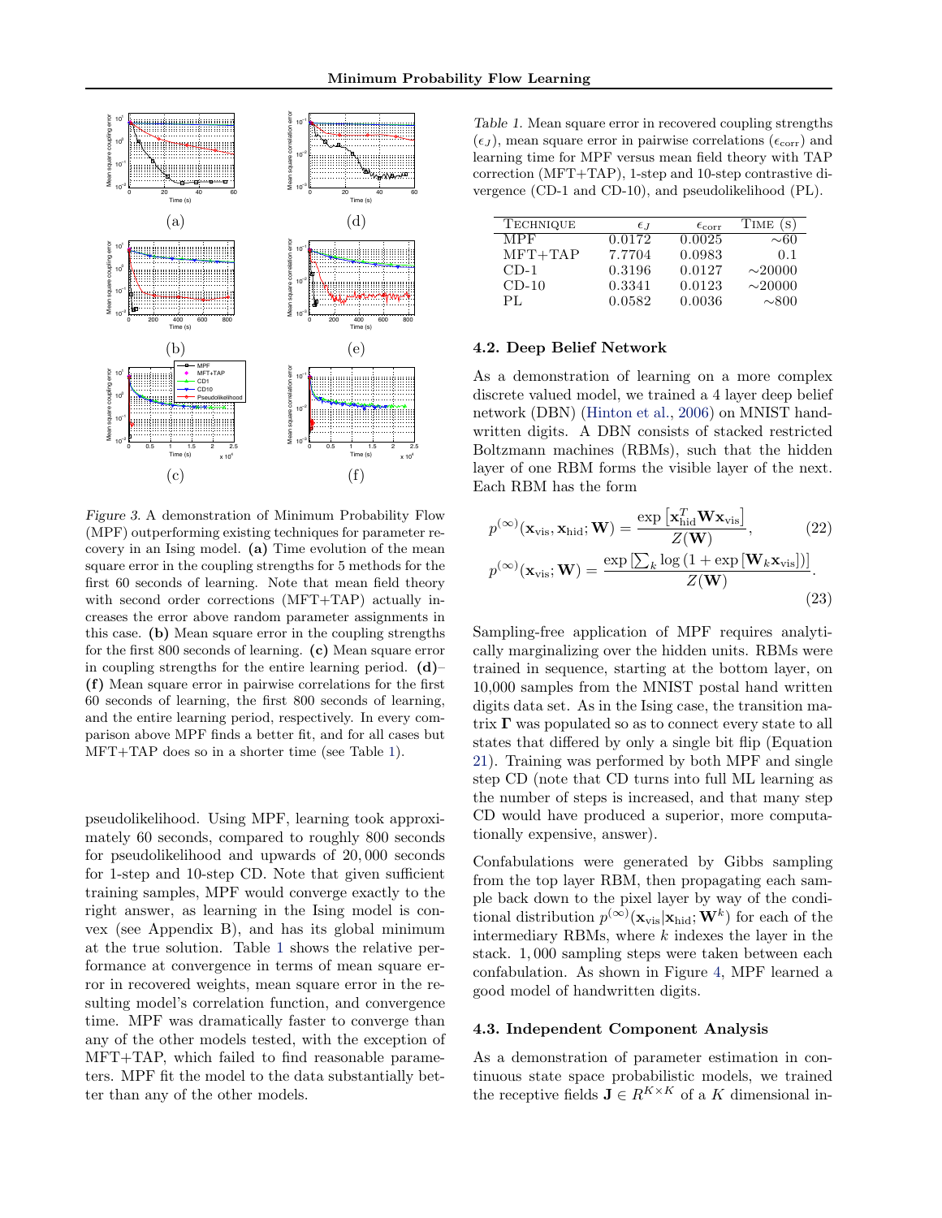*Figure 3.* A demonstration of Minimum Probability Flow (MPF) outperforming existing techniques for parameter recovery in an Ising model. **(a)** Time evolution of the mean square error in the coupling strengths for 5 methods for the first 60 seconds of learning. Note that mean field theory with second order corrections (MFT+TAP) actually increases the error above random parameter assignments in this case. **(b)** Mean square error in the coupling strengths for the first 800 seconds of learning. **(c)** Mean square error in coupling strengths for the entire learning period. **(d)**–**(f)** Mean square error in pairwise correlations for the first 60 seconds of learning, the first 800 seconds of learning, and the entire learning period, respectively. In every comparison above MPF finds a better fit, and for all cases but MFT+TAP does so in a shorter time (see Table 1).

pseudolikelihood. Using MPF, learning took approximately 60 seconds, compared to roughly 800 seconds for pseudolikelihood and upwards of 20,000 seconds for 1-step and 10-step CD. Note that given sufficient training samples, MPF would converge exactly to the right answer, as learning in the Ising model is convex (see Appendix B), and has its global minimum at the true solution. Table 1 shows the relative performance at convergence in terms of mean square error in recovered weights, mean square error in the resulting model's correlation function, and convergence time. MPF was dramatically faster to converge than any of the other models tested, with the exception of MFT+TAP, which failed to find reasonable parameters. MPF fit the model to the data substantially better than any of the other models.

*Table 1.* Mean square error in recovered coupling strengths ($\epsilon_J$), mean square error in pairwise correlations ($\epsilon_{\text{corr}}$) and learning time for MPF versus mean field theory with TAP correction (MFT+TAP), 1-step and 10-step contrastive divergence (CD-1 and CD-10), and pseudolikelihood (PL).

| Technique | $\epsilon_J$ | $\epsilon_{\text{corr}}$ | Time (s) |
|---|---|---|---|
| MPF | 0.0172 | 0.0025 | ∼60 |
| MFT+TAP | 7.7704 | 0.0983 | 0.1 |
| CD-1 | 0.3196 | 0.0127 | ∼20000 |
| CD-10 | 0.3341 | 0.0123 | ∼20000 |
| PL | 0.0582 | 0.0036 | ∼800 |

### 4.2. Deep Belief Network

As a demonstration of learning on a more complex discrete valued model, we trained a 4 layer deep belief network (DBN) (Hinton et al., 2006) on MNIST handwritten digits. A DBN consists of stacked restricted Boltzmann machines (RBMs), such that the hidden layer of one RBM forms the visible layer of the next. Each RBM has the form

$$p^{(\infty)}(\mathbf{x}_{\text{vis}}, \mathbf{x}_{\text{hid}}; \mathbf{W}) = \frac{\exp\left[\mathbf{x}_{\text{hid}}^T \mathbf{W} \mathbf{x}_{\text{vis}}\right]}{Z(\mathbf{W})}, \tag{22}$$

$$p^{(\infty)}(\mathbf{x}_{\text{vis}}; \mathbf{W}) = \frac{\exp\left[\sum_k \log\left(1 + \exp\left[\mathbf{W}_k \mathbf{x}_{\text{vis}}\right]\right)\right]}{Z(\mathbf{W})}. \tag{23}$$

Sampling-free application of MPF requires analytically marginalizing over the hidden units. RBMs were trained in sequence, starting at the bottom layer, on 10,000 samples from the MNIST postal hand written digits data set. As in the Ising case, the transition matrix $\mathbf{\Gamma}$ was populated so as to connect every state to all states that differed by only a single bit flip (Equation 21). Training was performed by both MPF and single step CD (note that CD turns into full ML learning as the number of steps is increased, and that many step CD would have produced a superior, more computationally expensive, answer).

Confabulations were generated by Gibbs sampling from the top layer RBM, then propagating each sample back down to the pixel layer by way of the conditional distribution $p^{(\infty)}(\mathbf{x}_{\text{vis}}|\mathbf{x}_{\text{hid}}; \mathbf{W}^k)$ for each of the intermediary RBMs, where $k$ indexes the layer in the stack. 1,000 sampling steps were taken between each confabulation. As shown in Figure 4, MPF learned a good model of handwritten digits.

### 4.3. Independent Component Analysis

As a demonstration of parameter estimation in continuous state space probabilistic models, we trained the receptive fields $\mathbf{J} \in R^{K \times K}$ of a $K$ dimensional in-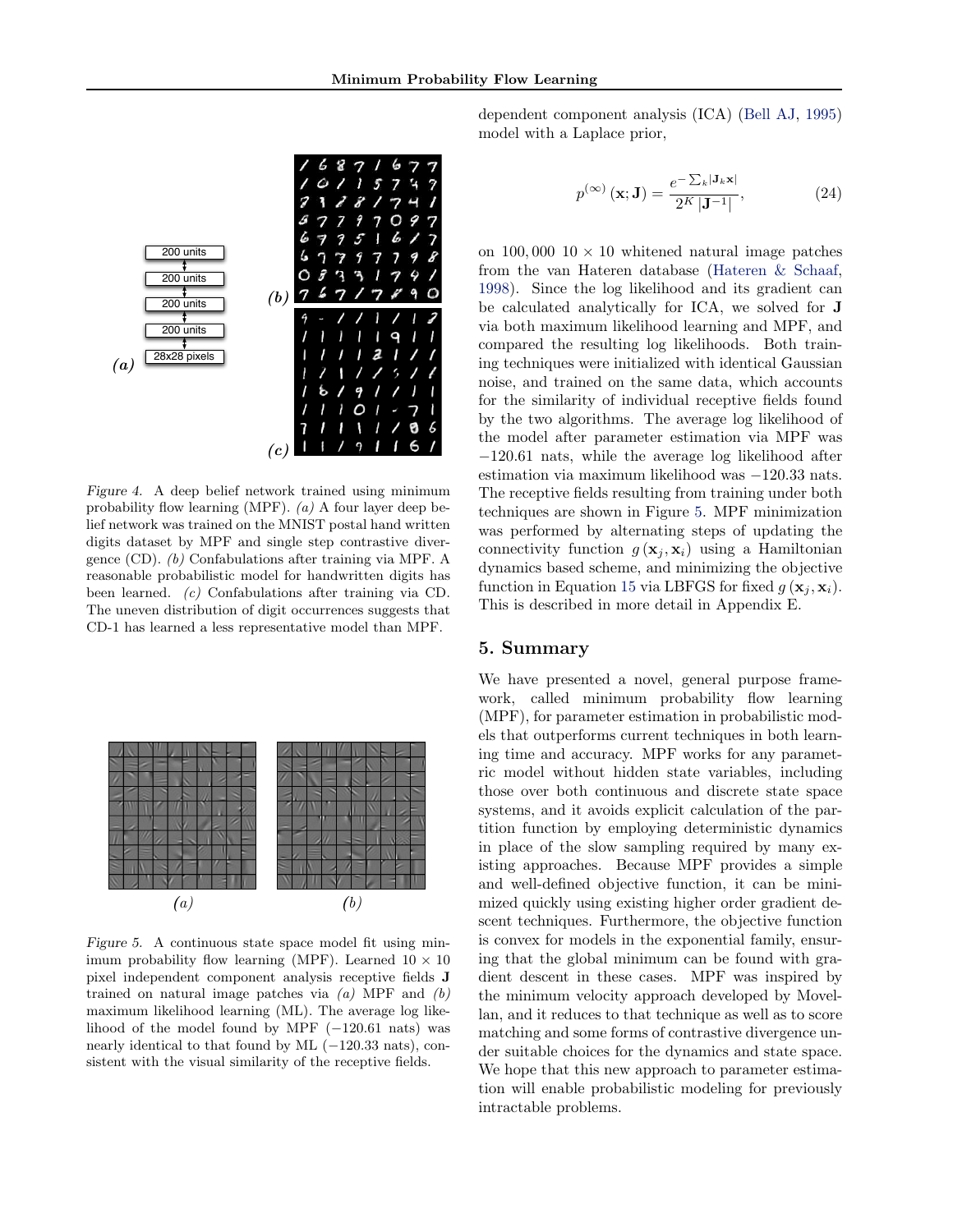Figure 4. A deep belief network trained using minimum probability flow learning (MPF). *(a)* A four layer deep belief network was trained on the MNIST postal hand written digits dataset by MPF and single step contrastive divergence (CD). *(b)* Confabulations after training via MPF. A reasonable probabilistic model for handwritten digits has been learned. *(c)* Confabulations after training via CD. The uneven distribution of digit occurrences suggests that CD-1 has learned a less representative model than MPF.

Figure 5. A continuous state space model fit using minimum probability flow learning (MPF). Learned $10 \times 10$ pixel independent component analysis receptive fields $\mathbf{J}$ trained on natural image patches via *(a)* MPF and *(b)* maximum likelihood learning (ML). The average log likelihood of the model found by MPF ($-120.61$ nats) was nearly identical to that found by ML ($-120.33$ nats), consistent with the visual similarity of the receptive fields.

dependent component analysis (ICA) (Bell AJ, 1995) model with a Laplace prior,

$$p^{(\infty)}(\mathbf{x};\mathbf{J}) = \frac{e^{-\sum_k |\mathbf{J}_k \mathbf{x}|}}{2^K \left|\mathbf{J}^{-1}\right|}, \tag{24}$$

on 100,000 $10 \times 10$ whitened natural image patches from the van Hateren database (Hateren & Schaaf, 1998). Since the log likelihood and its gradient can be calculated analytically for ICA, we solved for $\mathbf{J}$ via both maximum likelihood learning and MPF, and compared the resulting log likelihoods. Both training techniques were initialized with identical Gaussian noise, and trained on the same data, which accounts for the similarity of individual receptive fields found by the two algorithms. The average log likelihood of the model after parameter estimation via MPF was $-120.61$ nats, while the average log likelihood after estimation via maximum likelihood was $-120.33$ nats. The receptive fields resulting from training under both techniques are shown in Figure 5. MPF minimization was performed by alternating steps of updating the connectivity function $g(\mathbf{x}_j, \mathbf{x}_i)$ using a Hamiltonian dynamics based scheme, and minimizing the objective function in Equation 15 via LBFGS for fixed $g(\mathbf{x}_j, \mathbf{x}_i)$. This is described in more detail in Appendix E.

## 5. Summary

We have presented a novel, general purpose framework, called minimum probability flow learning (MPF), for parameter estimation in probabilistic models that outperforms current techniques in both learning time and accuracy. MPF works for any parametric model without hidden state variables, including those over both continuous and discrete state space systems, and it avoids explicit calculation of the partition function by employing deterministic dynamics in place of the slow sampling required by many existing approaches. Because MPF provides a simple and well-defined objective function, it can be minimized quickly using existing higher order gradient descent techniques. Furthermore, the objective function is convex for models in the exponential family, ensuring that the global minimum can be found with gradient descent in these cases. MPF was inspired by the minimum velocity approach developed by Movellan, and it reduces to that technique as well as to score matching and some forms of contrastive divergence under suitable choices for the dynamics and state space. We hope that this new approach to parameter estimation will enable probabilistic modeling for previously intractable problems.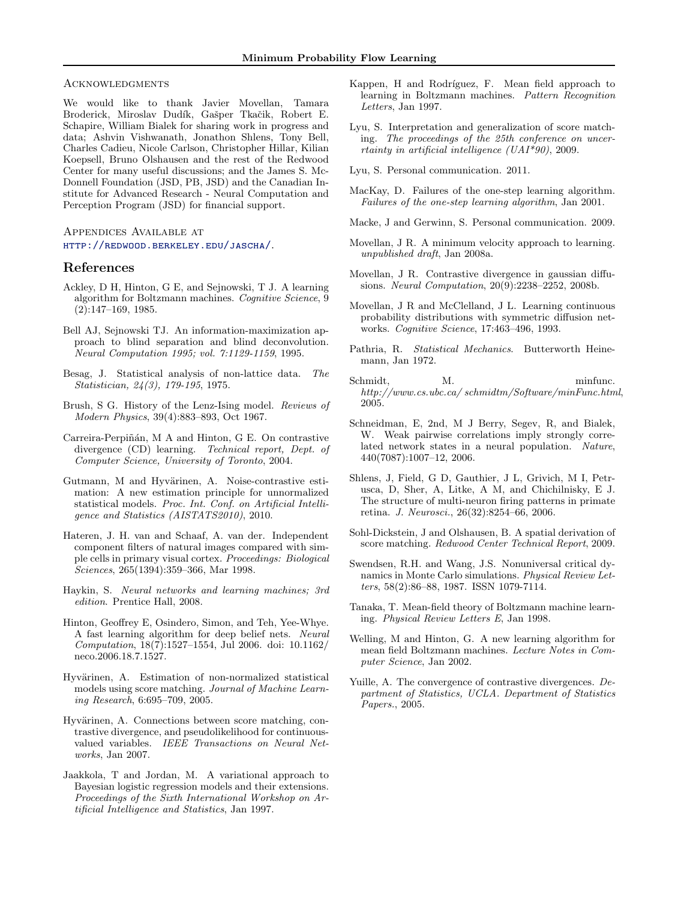### Acknowledgments

We would like to thank Javier Movellan, Tamara Broderick, Miroslav Dudík, Gašper Tkačik, Robert E. Schapire, William Bialek for sharing work in progress and data; Ashvin Vishwanath, Jonathon Shlens, Tony Bell, Charles Cadieu, Nicole Carlson, Christopher Hillar, Kilian Koepsell, Bruno Olshausen and the rest of the Redwood Center for many useful discussions; and the James S. McDonnell Foundation (JSD, PB, JSD) and the Canadian Institute for Advanced Research - Neural Computation and Perception Program (JSD) for financial support.

### Appendices Available at

http://redwood.berkeley.edu/jascha/.

## References

Ackley, D H, Hinton, G E, and Sejnowski, T J. A learning algorithm for Boltzmann machines. *Cognitive Science*, 9 (2):147–169, 1985.

Bell AJ, Sejnowski TJ. An information-maximization approach to blind separation and blind deconvolution. *Neural Computation 1995; vol. 7:1129-1159*, 1995.

Besag, J. Statistical analysis of non-lattice data. *The Statistician, 24(3), 179-195*, 1975.

Brush, S G. History of the Lenz-Ising model. *Reviews of Modern Physics*, 39(4):883–893, Oct 1967.

Carreira-Perpiñán, M A and Hinton, G E. On contrastive divergence (CD) learning. *Technical report, Dept. of Computer Science, University of Toronto*, 2004.

Gutmann, M and Hyvärinen, A. Noise-contrastive estimation: A new estimation principle for unnormalized statistical models. *Proc. Int. Conf. on Artificial Intelligence and Statistics (AISTATS2010)*, 2010.

Hateren, J. H. van and Schaaf, A. van der. Independent component filters of natural images compared with simple cells in primary visual cortex. *Proceedings: Biological Sciences*, 265(1394):359–366, Mar 1998.

Haykin, S. *Neural networks and learning machines; 3rd edition*. Prentice Hall, 2008.

Hinton, Geoffrey E, Osindero, Simon, and Teh, Yee-Whye. A fast learning algorithm for deep belief nets. *Neural Computation*, 18(7):1527–1554, Jul 2006. doi: 10.1162/neco.2006.18.7.1527.

Hyvärinen, A. Estimation of non-normalized statistical models using score matching. *Journal of Machine Learning Research*, 6:695–709, 2005.

Hyvärinen, A. Connections between score matching, contrastive divergence, and pseudolikelihood for continuous-valued variables. *IEEE Transactions on Neural Networks*, Jan 2007.

Jaakkola, T and Jordan, M. A variational approach to Bayesian logistic regression models and their extensions. *Proceedings of the Sixth International Workshop on Artificial Intelligence and Statistics*, Jan 1997.

Kappen, H and Rodríguez, F. Mean field approach to learning in Boltzmann machines. *Pattern Recognition Letters*, Jan 1997.

Lyu, S. Interpretation and generalization of score matching. *The proceedings of the 25th conference on uncertainty in artificial intelligence (UAI\*90)*, 2009.

Lyu, S. Personal communication. 2011.

MacKay, D. Failures of the one-step learning algorithm. *Failures of the one-step learning algorithm*, Jan 2001.

Macke, J and Gerwinn, S. Personal communication. 2009.

Movellan, J R. A minimum velocity approach to learning. *unpublished draft*, Jan 2008a.

Movellan, J R. Contrastive divergence in gaussian diffusions. *Neural Computation*, 20(9):2238–2252, 2008b.

Movellan, J R and McClelland, J L. Learning continuous probability distributions with symmetric diffusion networks. *Cognitive Science*, 17:463–496, 1993.

Pathria, R. *Statistical Mechanics*. Butterworth Heinemann, Jan 1972.

Schmidt, M. minfunc. *http://www.cs.ubc.ca/ schmidtm/Software/minFunc.html*, 2005.

Schneidman, E, 2nd, M J Berry, Segev, R, and Bialek, W. Weak pairwise correlations imply strongly correlated network states in a neural population. *Nature*, 440(7087):1007–12, 2006.

Shlens, J, Field, G D, Gauthier, J L, Grivich, M I, Petrusca, D, Sher, A, Litke, A M, and Chichilnisky, E J. The structure of multi-neuron firing patterns in primate retina. *J. Neurosci.*, 26(32):8254–66, 2006.

Sohl-Dickstein, J and Olshausen, B. A spatial derivation of score matching. *Redwood Center Technical Report*, 2009.

Swendsen, R.H. and Wang, J.S. Nonuniversal critical dynamics in Monte Carlo simulations. *Physical Review Letters*, 58(2):86–88, 1987. ISSN 1079-7114.

Tanaka, T. Mean-field theory of Boltzmann machine learning. *Physical Review Letters E*, Jan 1998.

Welling, M and Hinton, G. A new learning algorithm for mean field Boltzmann machines. *Lecture Notes in Computer Science*, Jan 2002.

Yuille, A. The convergence of contrastive divergences. *Department of Statistics, UCLA. Department of Statistics Papers.*, 2005.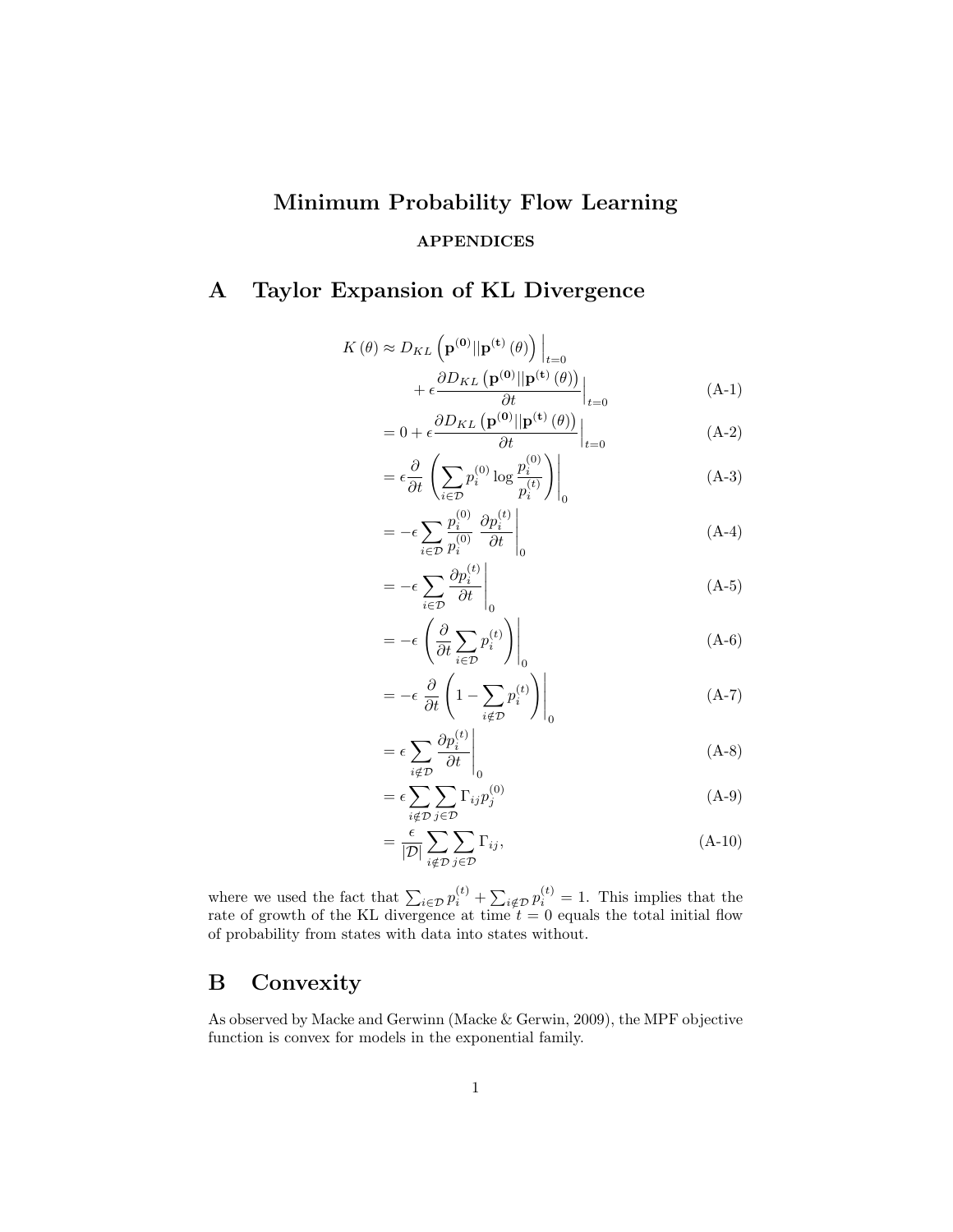# Minimum Probability Flow Learning

**APPENDICES**

## A Taylor Expansion of KL Divergence

$$
\begin{aligned}
K(\theta) \approx\ & D_{KL}\left(\mathbf{p}^{(\mathbf{0})}||\mathbf{p}^{(\mathbf{t})}(\theta)\right)\Big|_{t=0} \\
& + \epsilon \frac{\partial D_{KL}\left(\mathbf{p}^{(\mathbf{0})}||\mathbf{p}^{(\mathbf{t})}(\theta)\right)}{\partial t}\Big|_{t=0} && \text{(A-1)} \\
=\ & 0 + \epsilon \frac{\partial D_{KL}\left(\mathbf{p}^{(\mathbf{0})}||\mathbf{p}^{(\mathbf{t})}(\theta)\right)}{\partial t}\Big|_{t=0} && \text{(A-2)} \\
=\ & \epsilon \frac{\partial}{\partial t}\left(\sum_{i \in \mathcal{D}} p_i^{(0)} \log \frac{p_i^{(0)}}{p_i^{(t)}}\right)\Bigg|_0 && \text{(A-3)} \\
=\ & -\epsilon \sum_{i \in \mathcal{D}} \frac{p_i^{(0)}}{p_i^{(0)}} \frac{\partial p_i^{(t)}}{\partial t}\Bigg|_0 && \text{(A-4)} \\
=\ & -\epsilon \sum_{i \in \mathcal{D}} \frac{\partial p_i^{(t)}}{\partial t}\Bigg|_0 && \text{(A-5)} \\
=\ & -\epsilon \left(\frac{\partial}{\partial t} \sum_{i \in \mathcal{D}} p_i^{(t)}\right)\Bigg|_0 && \text{(A-6)} \\
=\ & -\epsilon \frac{\partial}{\partial t}\left(1 - \sum_{i \notin \mathcal{D}} p_i^{(t)}\right)\Bigg|_0 && \text{(A-7)} \\
=\ & \epsilon \sum_{i \notin \mathcal{D}} \frac{\partial p_i^{(t)}}{\partial t}\Bigg|_0 && \text{(A-8)} \\
=\ & \epsilon \sum_{i \notin \mathcal{D}} \sum_{j \in \mathcal{D}} \Gamma_{ij} p_j^{(0)} && \text{(A-9)} \\
=\ & \frac{\epsilon}{|\mathcal{D}|} \sum_{i \notin \mathcal{D}} \sum_{j \in \mathcal{D}} \Gamma_{ij}, && \text{(A-10)}
\end{aligned}
$$

where we used the fact that $\sum_{i \in \mathcal{D}} p_i^{(t)} + \sum_{i \notin \mathcal{D}} p_i^{(t)} = 1$. This implies that the rate of growth of the KL divergence at time $t = 0$ equals the total initial flow of probability from states with data into states without.

## B Convexity

As observed by Macke and Gerwinn (Macke & Gerwin, 2009), the MPF objective function is convex for models in the exponential family.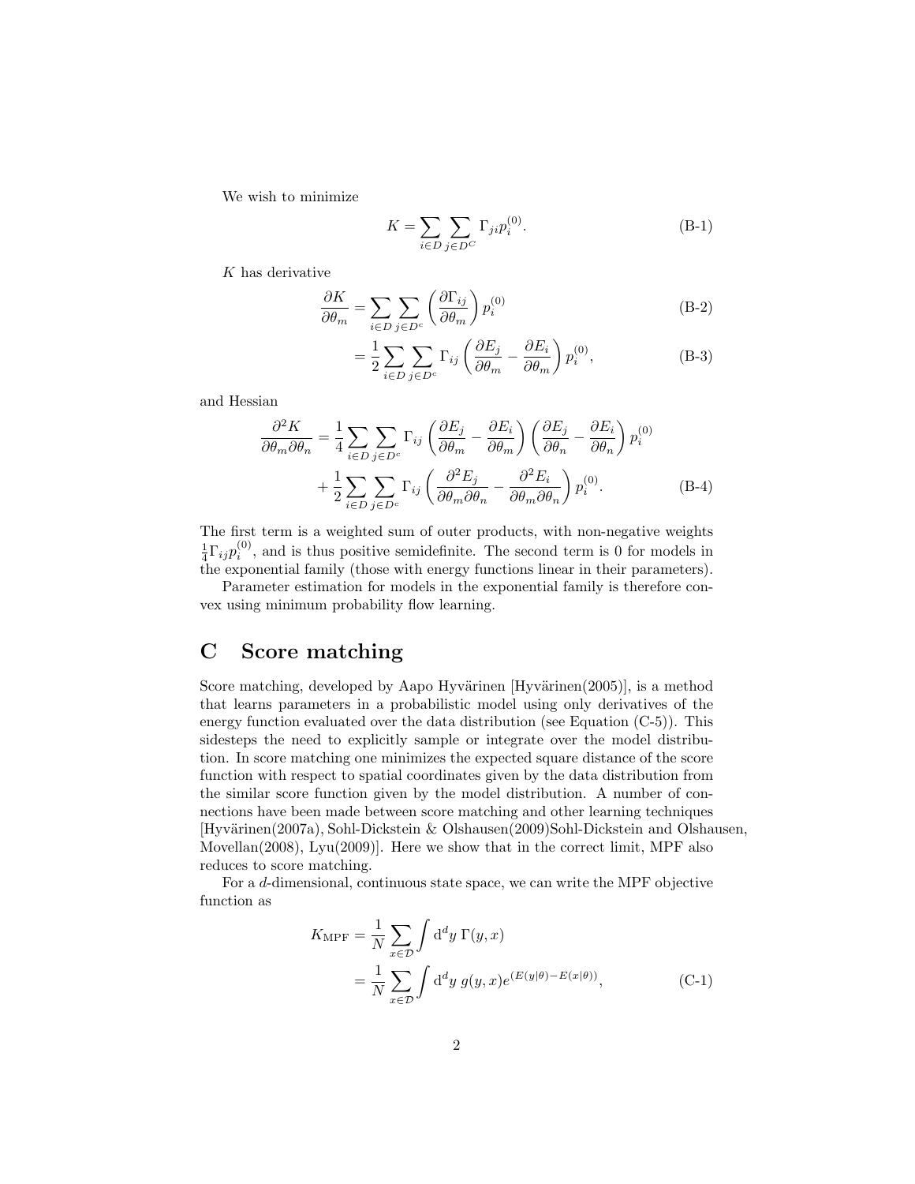We wish to minimize

$$K = \sum_{i \in D} \sum_{j \in D^C} \Gamma_{ji} p_i^{(0)}. \tag{B-1}$$

$K$ has derivative

$$\frac{\partial K}{\partial \theta_m} = \sum_{i \in D} \sum_{j \in D^c} \left( \frac{\partial \Gamma_{ij}}{\partial \theta_m} \right) p_i^{(0)} \tag{B-2}$$

$$= \frac{1}{2} \sum_{i \in D} \sum_{j \in D^c} \Gamma_{ij} \left( \frac{\partial E_j}{\partial \theta_m} - \frac{\partial E_i}{\partial \theta_m} \right) p_i^{(0)}, \tag{B-3}$$

and Hessian

$$\frac{\partial^2 K}{\partial \theta_m \partial \theta_n} = \frac{1}{4} \sum_{i \in D} \sum_{j \in D^c} \Gamma_{ij} \left( \frac{\partial E_j}{\partial \theta_m} - \frac{\partial E_i}{\partial \theta_m} \right) \left( \frac{\partial E_j}{\partial \theta_n} - \frac{\partial E_i}{\partial \theta_n} \right) p_i^{(0)}$$
$$+ \frac{1}{2} \sum_{i \in D} \sum_{j \in D^c} \Gamma_{ij} \left( \frac{\partial^2 E_j}{\partial \theta_m \partial \theta_n} - \frac{\partial^2 E_i}{\partial \theta_m \partial \theta_n} \right) p_i^{(0)}. \tag{B-4}$$

The first term is a weighted sum of outer products, with non-negative weights $\frac{1}{4} \Gamma_{ij} p_i^{(0)}$, and is thus positive semidefinite. The second term is 0 for models in the exponential family (those with energy functions linear in their parameters).

Parameter estimation for models in the exponential family is therefore convex using minimum probability flow learning.

# C Score matching

Score matching, developed by Aapo Hyvärinen [Hyvärinen(2005)], is a method that learns parameters in a probabilistic model using only derivatives of the energy function evaluated over the data distribution (see Equation (C-5)). This sidesteps the need to explicitly sample or integrate over the model distribution. In score matching one minimizes the expected square distance of the score function with respect to spatial coordinates given by the data distribution from the similar score function given by the model distribution. A number of connections have been made between score matching and other learning techniques [Hyvärinen(2007a), Sohl-Dickstein & Olshausen(2009)Sohl-Dickstein and Olshausen, Movellan(2008), Lyu(2009)]. Here we show that in the correct limit, MPF also reduces to score matching.

For a $d$-dimensional, continuous state space, we can write the MPF objective function as

$$K_{\text{MPF}} = \frac{1}{N} \sum_{x \in \mathcal{D}} \int \mathrm{d}^d y \; \Gamma(y, x)$$
$$= \frac{1}{N} \sum_{x \in \mathcal{D}} \int \mathrm{d}^d y \; g(y, x) e^{(E(y|\theta) - E(x|\theta))}, \tag{C-1}$$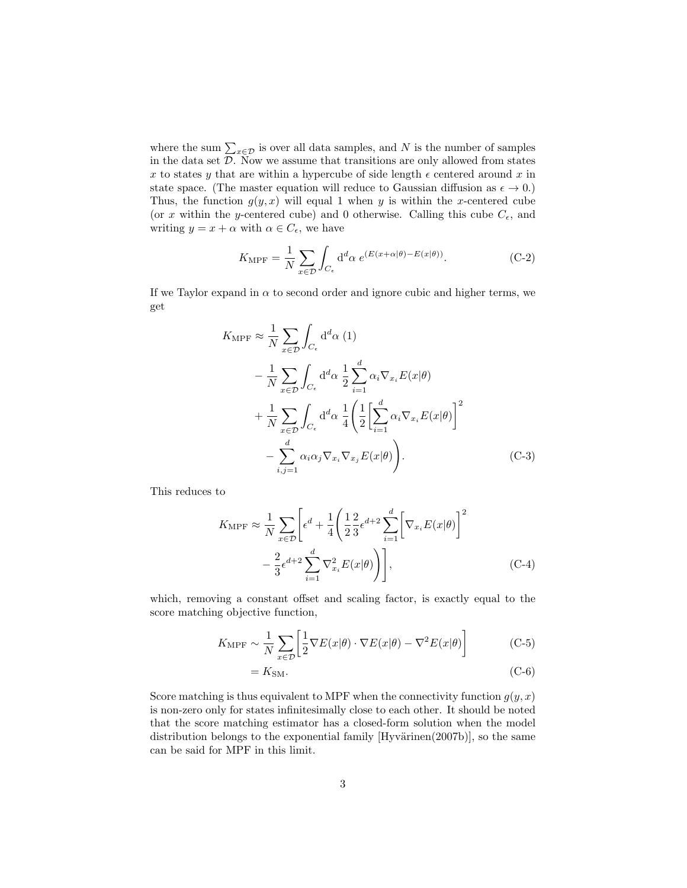where the sum $\sum_{x\in\mathcal{D}}$ is over all data samples, and $N$ is the number of samples in the data set $\mathcal{D}$. Now we assume that transitions are only allowed from states $x$ to states $y$ that are within a hypercube of side length $\epsilon$ centered around $x$ in state space. (The master equation will reduce to Gaussian diffusion as $\epsilon \to 0$.) Thus, the function $g(y,x)$ will equal 1 when $y$ is within the $x$-centered cube (or $x$ within the $y$-centered cube) and 0 otherwise. Calling this cube $C_\epsilon$, and writing $y = x + \alpha$ with $\alpha \in C_\epsilon$, we have

$$K_{\text{MPF}} = \frac{1}{N}\sum_{x\in\mathcal{D}} \int_{C_\epsilon} \mathrm{d}^d\alpha \; e^{(E(x+\alpha|\theta)-E(x|\theta))}. \tag{C-2}$$

If we Taylor expand in $\alpha$ to second order and ignore cubic and higher terms, we get

$$\begin{aligned}
K_{\text{MPF}} \approx\; & \frac{1}{N}\sum_{x\in\mathcal{D}} \int_{C_\epsilon} \mathrm{d}^d\alpha \; (1) \\
& - \frac{1}{N}\sum_{x\in\mathcal{D}} \int_{C_\epsilon} \mathrm{d}^d\alpha \; \frac{1}{2}\sum_{i=1}^{d} \alpha_i \nabla_{x_i} E(x|\theta) \\
& + \frac{1}{N}\sum_{x\in\mathcal{D}} \int_{C_\epsilon} \mathrm{d}^d\alpha \; \frac{1}{4}\left( \frac{1}{2}\left[ \sum_{i=1}^{d} \alpha_i \nabla_{x_i} E(x|\theta) \right]^2 \right. \\
& \left. - \sum_{i,j=1}^{d} \alpha_i \alpha_j \nabla_{x_i}\nabla_{x_j} E(x|\theta) \right).
\end{aligned} \tag{C-3}$$

This reduces to

$$\begin{aligned}
K_{\text{MPF}} \approx\; & \frac{1}{N}\sum_{x\in\mathcal{D}} \left[ \epsilon^d + \frac{1}{4}\left( \frac{1}{2}\frac{2}{3}\epsilon^{d+2} \sum_{i=1}^{d} \left[ \nabla_{x_i} E(x|\theta) \right]^2 \right. \right. \\
& \left. \left. - \frac{2}{3}\epsilon^{d+2} \sum_{i=1}^{d} \nabla_{x_i}^2 E(x|\theta) \right) \right],
\end{aligned} \tag{C-4}$$

which, removing a constant offset and scaling factor, is exactly equal to the score matching objective function,

$$K_{\text{MPF}} \sim \frac{1}{N}\sum_{x\in\mathcal{D}} \left[ \frac{1}{2}\nabla E(x|\theta)\cdot\nabla E(x|\theta) - \nabla^2 E(x|\theta) \right] \tag{C-5}$$

$$= K_{\text{SM}}. \tag{C-6}$$

Score matching is thus equivalent to MPF when the connectivity function $g(y,x)$ is non-zero only for states infinitesimally close to each other. It should be noted that the score matching estimator has a closed-form solution when the model distribution belongs to the exponential family [Hyvärinen(2007b)], so the same can be said for MPF in this limit.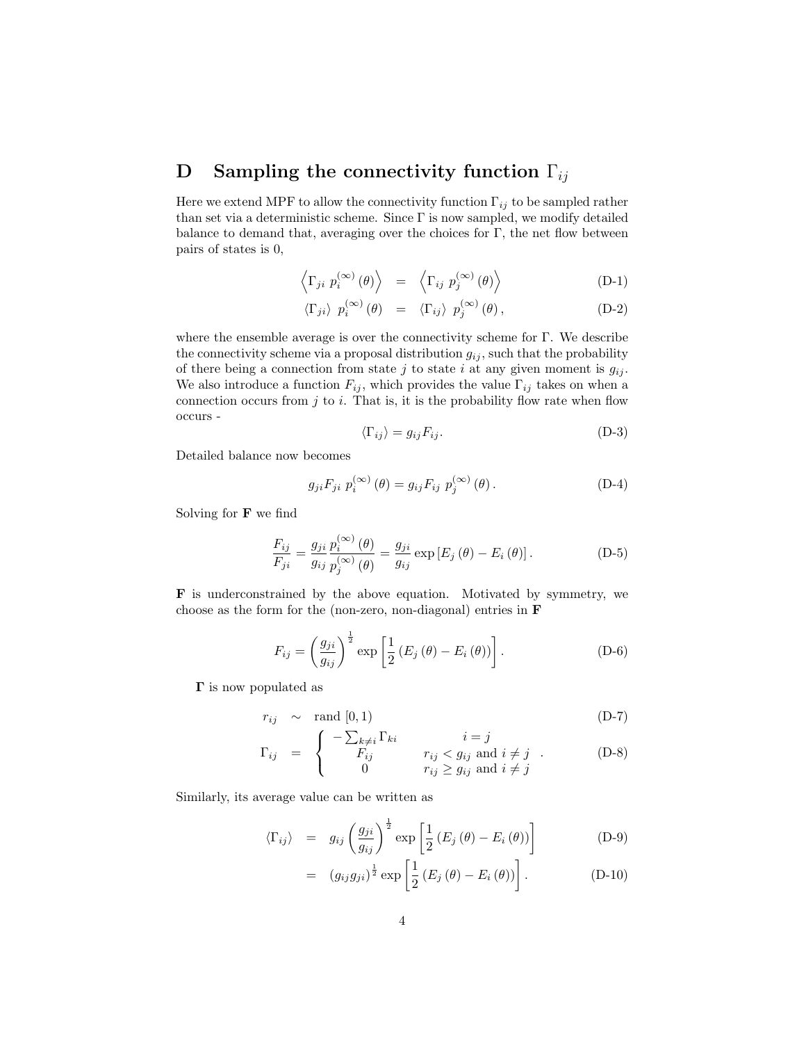# D Sampling the connectivity function $\Gamma_{ij}$

Here we extend MPF to allow the connectivity function $\Gamma_{ij}$ to be sampled rather than set via a deterministic scheme. Since $\Gamma$ is now sampled, we modify detailed balance to demand that, averaging over the choices for $\Gamma$, the net flow between pairs of states is 0,

$$
\begin{aligned}
\left\langle \Gamma_{ji}\; p_i^{(\infty)}(\theta) \right\rangle &= \left\langle \Gamma_{ij}\; p_j^{(\infty)}(\theta) \right\rangle && \text{(D-1)} \\
\left\langle \Gamma_{ji} \right\rangle\; p_i^{(\infty)}(\theta) &= \left\langle \Gamma_{ij} \right\rangle\; p_j^{(\infty)}(\theta), && \text{(D-2)}
\end{aligned}
$$

where the ensemble average is over the connectivity scheme for $\Gamma$. We describe the connectivity scheme via a proposal distribution $g_{ij}$, such that the probability of there being a connection from state $j$ to state $i$ at any given moment is $g_{ij}$. We also introduce a function $F_{ij}$, which provides the value $\Gamma_{ij}$ takes on when a connection occurs from $j$ to $i$. That is, it is the probability flow rate when flow occurs -

$$
\left\langle \Gamma_{ij} \right\rangle = g_{ij} F_{ij}. \tag{D-3}
$$

Detailed balance now becomes

$$
g_{ji} F_{ji}\; p_i^{(\infty)}(\theta) = g_{ij} F_{ij}\; p_j^{(\infty)}(\theta). \tag{D-4}
$$

Solving for $\mathbf{F}$ we find

$$
\frac{F_{ij}}{F_{ji}} = \frac{g_{ji}}{g_{ij}} \frac{p_i^{(\infty)}(\theta)}{p_j^{(\infty)}(\theta)} = \frac{g_{ji}}{g_{ij}} \exp\left[ E_j(\theta) - E_i(\theta) \right]. \tag{D-5}
$$

$\mathbf{F}$ is underconstrained by the above equation. Motivated by symmetry, we choose as the form for the (non-zero, non-diagonal) entries in $\mathbf{F}$

$$
F_{ij} = \left( \frac{g_{ji}}{g_{ij}} \right)^{\frac{1}{2}} \exp\left[ \frac{1}{2} \left( E_j(\theta) - E_i(\theta) \right) \right]. \tag{D-6}
$$

$\mathbf{\Gamma}$ is now populated as

$$
\begin{aligned}
r_{ij} &\sim \text{rand}\,[0,1) && \text{(D-7)} \\
\Gamma_{ij} &= \begin{cases} -\sum_{k \neq i} \Gamma_{ki} & i = j \\ F_{ij} & r_{ij} < g_{ij} \text{ and } i \neq j \\ 0 & r_{ij} \geq g_{ij} \text{ and } i \neq j \end{cases}. && \text{(D-8)}
\end{aligned}
$$

Similarly, its average value can be written as

$$
\begin{aligned}
\left\langle \Gamma_{ij} \right\rangle &= g_{ij} \left( \frac{g_{ji}}{g_{ij}} \right)^{\frac{1}{2}} \exp\left[ \frac{1}{2} \left( E_j(\theta) - E_i(\theta) \right) \right] && \text{(D-9)} \\
&= \left( g_{ij} g_{ji} \right)^{\frac{1}{2}} \exp\left[ \frac{1}{2} \left( E_j(\theta) - E_i(\theta) \right) \right]. && \text{(D-10)}
\end{aligned}
$$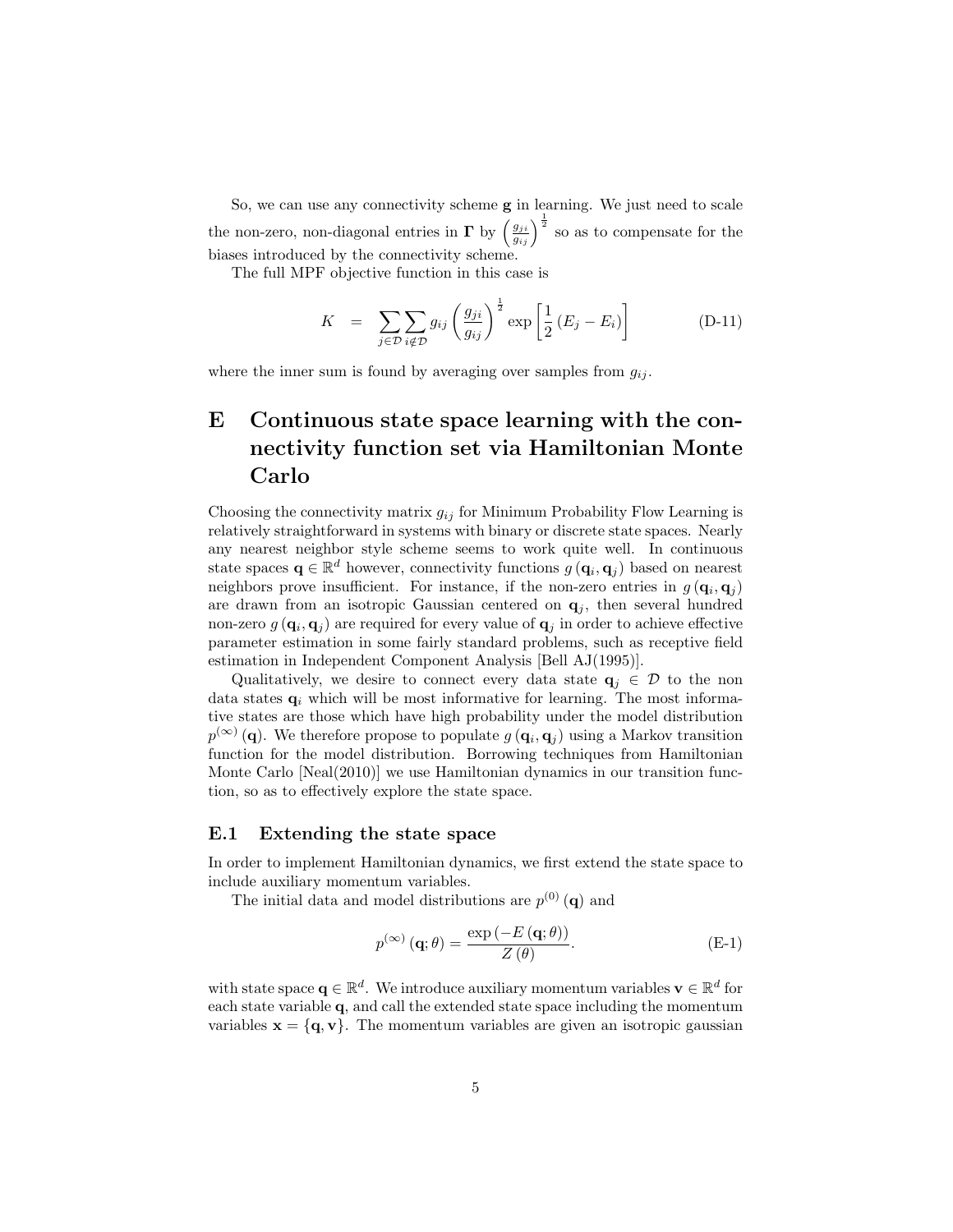So, we can use any connectivity scheme $\mathbf{g}$ in learning. We just need to scale the non-zero, non-diagonal entries in $\mathbf{\Gamma}$ by $\left(\frac{g_{ji}}{g_{ij}}\right)^{\frac{1}{2}}$ so as to compensate for the biases introduced by the connectivity scheme.

The full MPF objective function in this case is

$$K = \sum_{j \in \mathcal{D}} \sum_{i \notin \mathcal{D}} g_{ij} \left(\frac{g_{ji}}{g_{ij}}\right)^{\frac{1}{2}} \exp\left[\frac{1}{2}\left(E_j - E_i\right)\right] \tag{D-11}$$

where the inner sum is found by averaging over samples from $g_{ij}$.

# E Continuous state space learning with the connectivity function set via Hamiltonian Monte Carlo

Choosing the connectivity matrix $g_{ij}$ for Minimum Probability Flow Learning is relatively straightforward in systems with binary or discrete state spaces. Nearly any nearest neighbor style scheme seems to work quite well. In continuous state spaces $\mathbf{q} \in \mathbb{R}^d$ however, connectivity functions $g\left(\mathbf{q}_i, \mathbf{q}_j\right)$ based on nearest neighbors prove insufficient. For instance, if the non-zero entries in $g\left(\mathbf{q}_i, \mathbf{q}_j\right)$ are drawn from an isotropic Gaussian centered on $\mathbf{q}_j$, then several hundred non-zero $g\left(\mathbf{q}_i, \mathbf{q}_j\right)$ are required for every value of $\mathbf{q}_j$ in order to achieve effective parameter estimation in some fairly standard problems, such as receptive field estimation in Independent Component Analysis [Bell AJ(1995)].

Qualitatively, we desire to connect every data state $\mathbf{q}_j \in \mathcal{D}$ to the non data states $\mathbf{q}_i$ which will be most informative for learning. The most informative states are those which have high probability under the model distribution $p^{(\infty)}\left(\mathbf{q}\right)$. We therefore propose to populate $g\left(\mathbf{q}_i, \mathbf{q}_j\right)$ using a Markov transition function for the model distribution. Borrowing techniques from Hamiltonian Monte Carlo [Neal(2010)] we use Hamiltonian dynamics in our transition function, so as to effectively explore the state space.

## E.1 Extending the state space

In order to implement Hamiltonian dynamics, we first extend the state space to include auxiliary momentum variables.

The initial data and model distributions are $p^{(0)}\left(\mathbf{q}\right)$ and

$$p^{(\infty)}\left(\mathbf{q}; \theta\right) = \frac{\exp\left(-E\left(\mathbf{q}; \theta\right)\right)}{Z\left(\theta\right)}. \tag{E-1}$$

with state space $\mathbf{q} \in \mathbb{R}^d$. We introduce auxiliary momentum variables $\mathbf{v} \in \mathbb{R}^d$ for each state variable $\mathbf{q}$, and call the extended state space including the momentum variables $\mathbf{x} = \{\mathbf{q}, \mathbf{v}\}$. The momentum variables are given an isotropic gaussian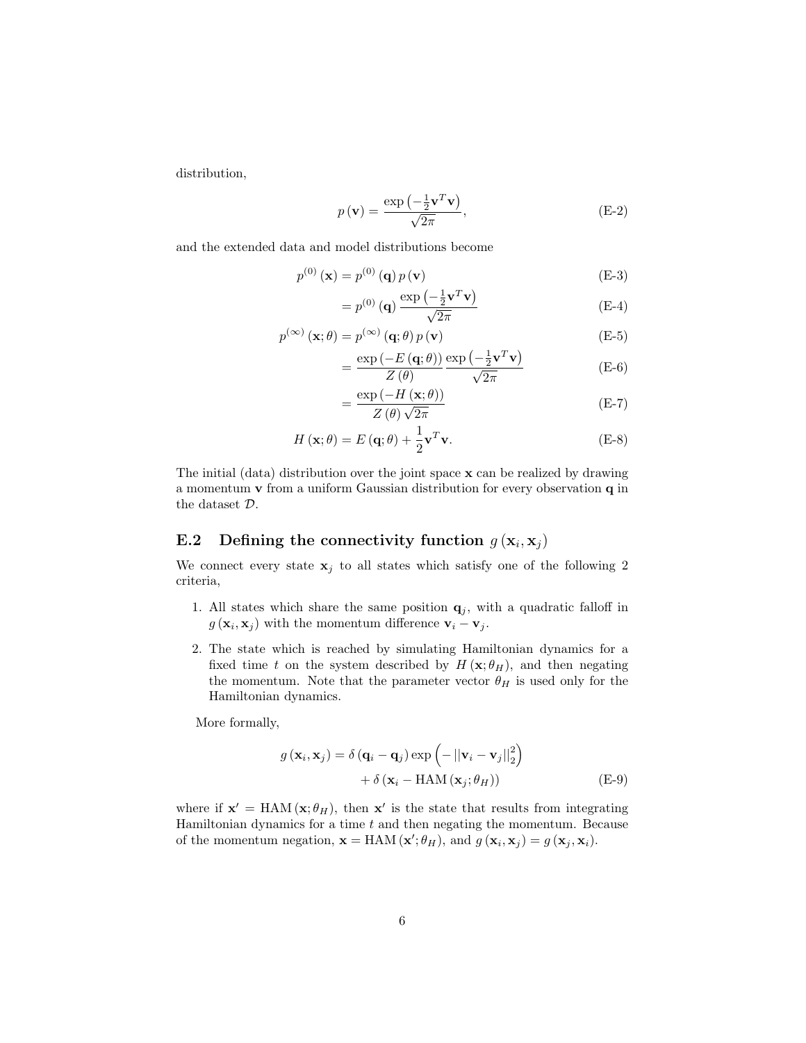distribution,

$$p(\mathbf{v}) = \frac{\exp\left(-\frac{1}{2}\mathbf{v}^T\mathbf{v}\right)}{\sqrt{2\pi}}, \tag{E-2}$$

and the extended data and model distributions become

$$p^{(0)}(\mathbf{x}) = p^{(0)}(\mathbf{q})\, p(\mathbf{v}) \tag{E-3}$$

$$= p^{(0)}(\mathbf{q}) \frac{\exp\left(-\frac{1}{2}\mathbf{v}^T\mathbf{v}\right)}{\sqrt{2\pi}} \tag{E-4}$$

$$p^{(\infty)}(\mathbf{x};\theta) = p^{(\infty)}(\mathbf{q};\theta)\, p(\mathbf{v}) \tag{E-5}$$

$$= \frac{\exp(-E(\mathbf{q};\theta))}{Z(\theta)} \frac{\exp\left(-\frac{1}{2}\mathbf{v}^T\mathbf{v}\right)}{\sqrt{2\pi}} \tag{E-6}$$

$$= \frac{\exp(-H(\mathbf{x};\theta))}{Z(\theta)\sqrt{2\pi}} \tag{E-7}$$

$$H(\mathbf{x};\theta) = E(\mathbf{q};\theta) + \frac{1}{2}\mathbf{v}^T\mathbf{v}. \tag{E-8}$$

The initial (data) distribution over the joint space $\mathbf{x}$ can be realized by drawing a momentum $\mathbf{v}$ from a uniform Gaussian distribution for every observation $\mathbf{q}$ in the dataset $\mathcal{D}$.

## E.2 Defining the connectivity function $g(\mathbf{x}_i, \mathbf{x}_j)$

We connect every state $\mathbf{x}_j$ to all states which satisfy one of the following 2 criteria,

1. All states which share the same position $\mathbf{q}_j$, with a quadratic falloff in $g(\mathbf{x}_i, \mathbf{x}_j)$ with the momentum difference $\mathbf{v}_i - \mathbf{v}_j$.
2. The state which is reached by simulating Hamiltonian dynamics for a fixed time $t$ on the system described by $H(\mathbf{x};\theta_H)$, and then negating the momentum. Note that the parameter vector $\theta_H$ is used only for the Hamiltonian dynamics.

More formally,

$$g(\mathbf{x}_i, \mathbf{x}_j) = \delta(\mathbf{q}_i - \mathbf{q}_j)\exp\left(-\|\mathbf{v}_i - \mathbf{v}_j\|_2^2\right) + \delta(\mathbf{x}_i - \text{HAM}(\mathbf{x}_j;\theta_H)) \tag{E-9}$$

where if $\mathbf{x}' = \text{HAM}(\mathbf{x};\theta_H)$, then $\mathbf{x}'$ is the state that results from integrating Hamiltonian dynamics for a time $t$ and then negating the momentum. Because of the momentum negation, $\mathbf{x} = \text{HAM}(\mathbf{x}';\theta_H)$, and $g(\mathbf{x}_i, \mathbf{x}_j) = g(\mathbf{x}_j, \mathbf{x}_i)$.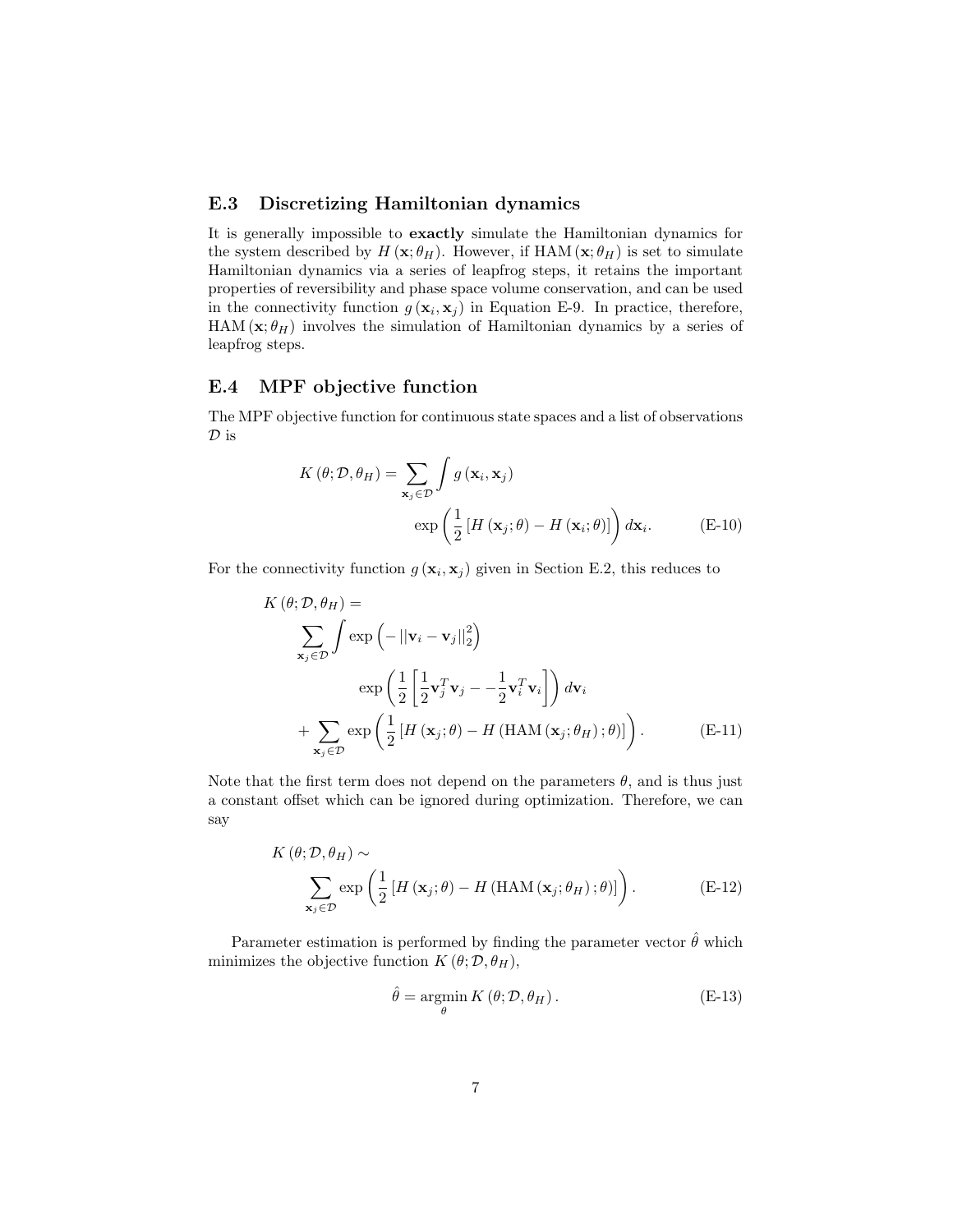## E.3 Discretizing Hamiltonian dynamics

It is generally impossible to **exactly** simulate the Hamiltonian dynamics for the system described by $H(\mathbf{x};\theta_H)$. However, if $\mathrm{HAM}(\mathbf{x};\theta_H)$ is set to simulate Hamiltonian dynamics via a series of leapfrog steps, it retains the important properties of reversibility and phase space volume conservation, and can be used in the connectivity function $g(\mathbf{x}_i,\mathbf{x}_j)$ in Equation E-9. In practice, therefore, $\mathrm{HAM}(\mathbf{x};\theta_H)$ involves the simulation of Hamiltonian dynamics by a series of leapfrog steps.

## E.4 MPF objective function

The MPF objective function for continuous state spaces and a list of observations $\mathcal{D}$ is

$$K(\theta;\mathcal{D},\theta_H) = \sum_{\mathbf{x}_j\in\mathcal{D}} \int g(\mathbf{x}_i,\mathbf{x}_j) \exp\left(\frac{1}{2}\left[H(\mathbf{x}_j;\theta) - H(\mathbf{x}_i;\theta)\right]\right) d\mathbf{x}_i. \tag{E-10}$$

For the connectivity function $g(\mathbf{x}_i,\mathbf{x}_j)$ given in Section E.2, this reduces to

$$\begin{aligned} K(\theta;\mathcal{D},\theta_H) = & \\ & \sum_{\mathbf{x}_j\in\mathcal{D}} \int \exp\left(-\left|\left|\mathbf{v}_i - \mathbf{v}_j\right|\right|_2^2\right) \\ & \qquad \exp\left(\frac{1}{2}\left[\frac{1}{2}\mathbf{v}_j^T\mathbf{v}_j - -\frac{1}{2}\mathbf{v}_i^T\mathbf{v}_i\right]\right) d\mathbf{v}_i \\ & + \sum_{\mathbf{x}_j\in\mathcal{D}} \exp\left(\frac{1}{2}\left[H(\mathbf{x}_j;\theta) - H(\mathrm{HAM}(\mathbf{x}_j;\theta_H);\theta)\right]\right). \end{aligned} \tag{E-11}$$

Note that the first term does not depend on the parameters $\theta$, and is thus just a constant offset which can be ignored during optimization. Therefore, we can say

$$K(\theta;\mathcal{D},\theta_H) \sim \sum_{\mathbf{x}_j\in\mathcal{D}} \exp\left(\frac{1}{2}\left[H(\mathbf{x}_j;\theta) - H(\mathrm{HAM}(\mathbf{x}_j;\theta_H);\theta)\right]\right). \tag{E-12}$$

Parameter estimation is performed by finding the parameter vector $\hat{\theta}$ which minimizes the objective function $K(\theta;\mathcal{D},\theta_H)$,

$$\hat{\theta} = \underset{\theta}{\operatorname{argmin}}\, K(\theta;\mathcal{D},\theta_H). \tag{E-13}$$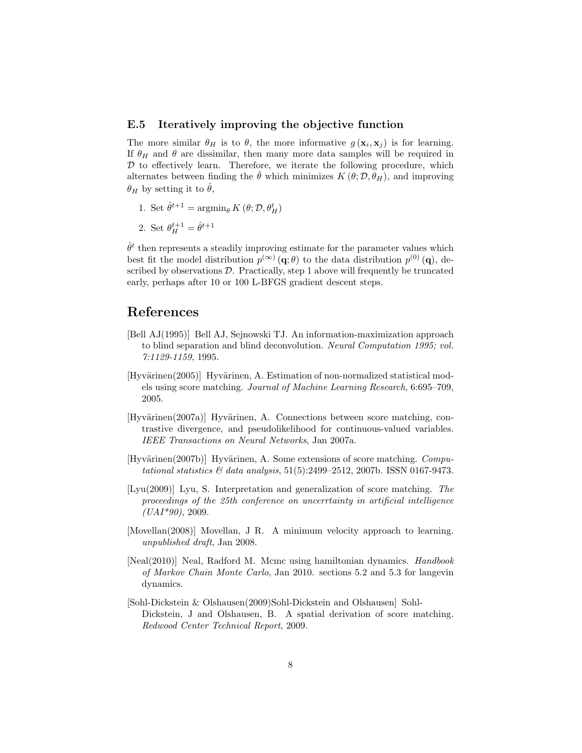### E.5 Iteratively improving the objective function

The more similar $\theta_H$ is to $\theta$, the more informative $g(\mathbf{x}_i, \mathbf{x}_j)$ is for learning. If $\theta_H$ and $\theta$ are dissimilar, then many more data samples will be required in $\mathcal{D}$ to effectively learn. Therefore, we iterate the following procedure, which alternates between finding the $\hat{\theta}$ which minimizes $K(\theta; \mathcal{D}, \theta_H)$, and improving $\theta_H$ by setting it to $\hat{\theta}$,

1. Set $\hat{\theta}^{t+1} = \text{argmin}_\theta K\left(\theta; \mathcal{D}, \theta_H^t\right)$
2. Set $\theta_H^{t+1} = \hat{\theta}^{t+1}$

$\hat{\theta}^t$ then represents a steadily improving estimate for the parameter values which best fit the model distribution $p^{(\infty)}(\mathbf{q}; \theta)$ to the data distribution $p^{(0)}(\mathbf{q})$, described by observations $\mathcal{D}$. Practically, step 1 above will frequently be truncated early, perhaps after 10 or 100 L-BFGS gradient descent steps.

## References

[Bell AJ(1995)] Bell AJ, Sejnowski TJ. An information-maximization approach to blind separation and blind deconvolution. *Neural Computation 1995; vol. 7:1129-1159*, 1995.

[Hyvärinen(2005)] Hyvärinen, A. Estimation of non-normalized statistical models using score matching. *Journal of Machine Learning Research*, 6:695–709, 2005.

[Hyvärinen(2007a)] Hyvärinen, A. Connections between score matching, contrastive divergence, and pseudolikelihood for continuous-valued variables. *IEEE Transactions on Neural Networks*, Jan 2007a.

[Hyvärinen(2007b)] Hyvärinen, A. Some extensions of score matching. *Computational statistics & data analysis*, 51(5):2499–2512, 2007b. ISSN 0167-9473.

[Lyu(2009)] Lyu, S. Interpretation and generalization of score matching. *The proceedings of the 25th conference on uncerrtainty in artificial intelligence (UAI*90)*, 2009.

[Movellan(2008)] Movellan, J R. A minimum velocity approach to learning. *unpublished draft*, Jan 2008.

[Neal(2010)] Neal, Radford M. Mcmc using hamiltonian dynamics. *Handbook of Markov Chain Monte Carlo*, Jan 2010. sections 5.2 and 5.3 for langevin dynamics.

[Sohl-Dickstein & Olshausen(2009)Sohl-Dickstein and Olshausen] Sohl-Dickstein, J and Olshausen, B. A spatial derivation of score matching. *Redwood Center Technical Report*, 2009.